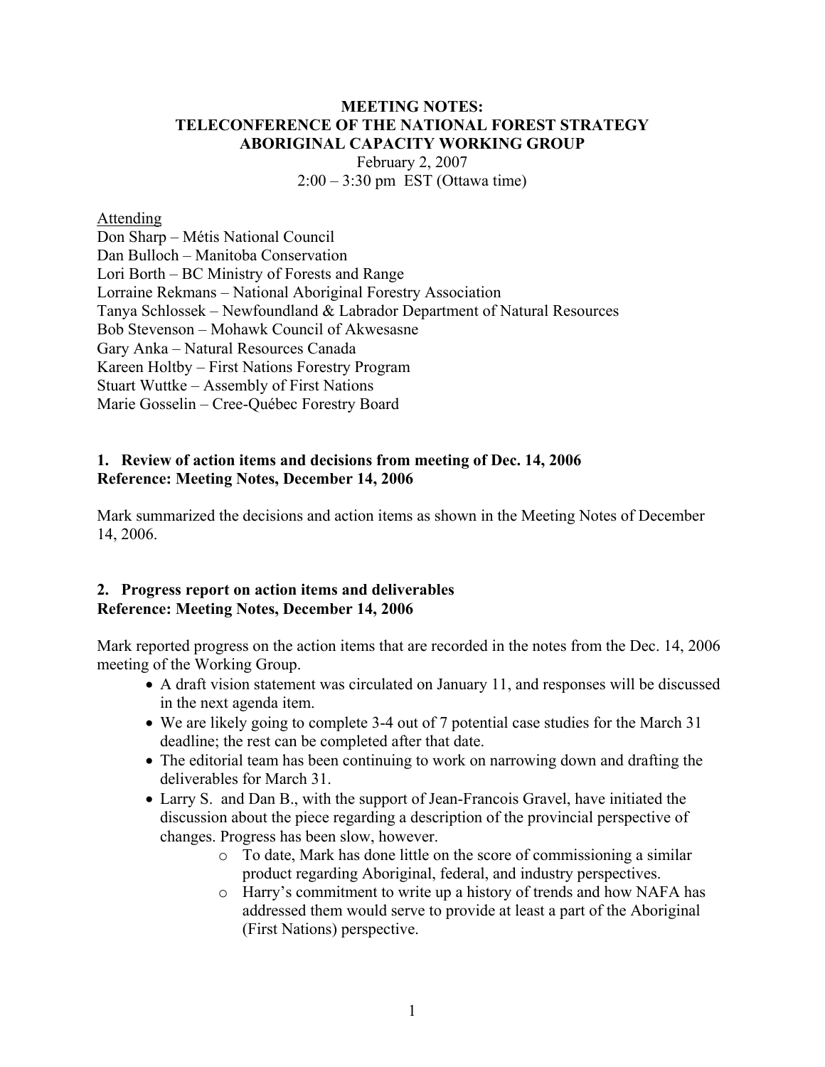**MEETING NOTES:**
**TELECONFERENCE OF THE NATIONAL FOREST STRATEGY**
**ABORIGINAL CAPACITY WORKING GROUP**
February 2, 2007
2:00 – 3:30 pm EST (Ottawa time)

Attending
Don Sharp – Métis National Council
Dan Bulloch – Manitoba Conservation
Lori Borth – BC Ministry of Forests and Range
Lorraine Rekmans – National Aboriginal Forestry Association
Tanya Schlossek – Newfoundland & Labrador Department of Natural Resources
Bob Stevenson – Mohawk Council of Akwesasne
Gary Anka – Natural Resources Canada
Kareen Holtby – First Nations Forestry Program
Stuart Wuttke – Assembly of First Nations
Marie Gosselin – Cree-Québec Forestry Board

## 1. Review of action items and decisions from meeting of Dec. 14, 2006
**Reference: Meeting Notes, December 14, 2006**

Mark summarized the decisions and action items as shown in the Meeting Notes of December 14, 2006.

## 2. Progress report on action items and deliverables
**Reference: Meeting Notes, December 14, 2006**

Mark reported progress on the action items that are recorded in the notes from the Dec. 14, 2006 meeting of the Working Group.

- A draft vision statement was circulated on January 11, and responses will be discussed in the next agenda item.
- We are likely going to complete 3-4 out of 7 potential case studies for the March 31 deadline; the rest can be completed after that date.
- The editorial team has been continuing to work on narrowing down and drafting the deliverables for March 31.
- Larry S. and Dan B., with the support of Jean-Francois Gravel, have initiated the discussion about the piece regarding a description of the provincial perspective of changes. Progress has been slow, however.
    - To date, Mark has done little on the score of commissioning a similar product regarding Aboriginal, federal, and industry perspectives.
    - Harry's commitment to write up a history of trends and how NAFA has addressed them would serve to provide at least a part of the Aboriginal (First Nations) perspective.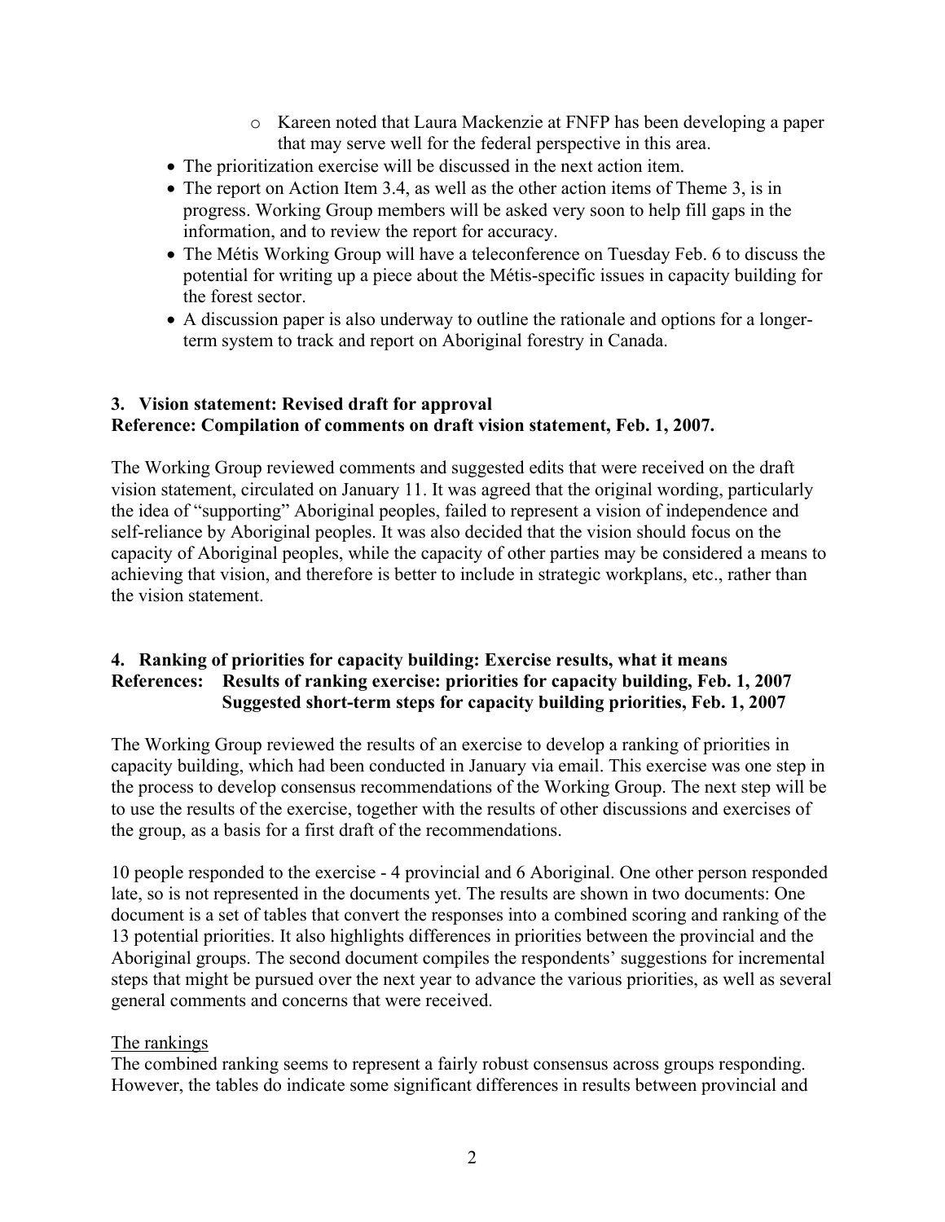- Kareen noted that Laura Mackenzie at FNFP has been developing a paper that may serve well for the federal perspective in this area.
- The prioritization exercise will be discussed in the next action item.
- The report on Action Item 3.4, as well as the other action items of Theme 3, is in progress. Working Group members will be asked very soon to help fill gaps in the information, and to review the report for accuracy.
- The Métis Working Group will have a teleconference on Tuesday Feb. 6 to discuss the potential for writing up a piece about the Métis-specific issues in capacity building for the forest sector.
- A discussion paper is also underway to outline the rationale and options for a longer-term system to track and report on Aboriginal forestry in Canada.

### 3. Vision statement: Revised draft for approval
**Reference: Compilation of comments on draft vision statement, Feb. 1, 2007.**

The Working Group reviewed comments and suggested edits that were received on the draft vision statement, circulated on January 11. It was agreed that the original wording, particularly the idea of "supporting" Aboriginal peoples, failed to represent a vision of independence and self-reliance by Aboriginal peoples. It was also decided that the vision should focus on the capacity of Aboriginal peoples, while the capacity of other parties may be considered a means to achieving that vision, and therefore is better to include in strategic workplans, etc., rather than the vision statement.

### 4. Ranking of priorities for capacity building: Exercise results, what it means
**References: Results of ranking exercise: priorities for capacity building, Feb. 1, 2007**
**Suggested short-term steps for capacity building priorities, Feb. 1, 2007**

The Working Group reviewed the results of an exercise to develop a ranking of priorities in capacity building, which had been conducted in January via email. This exercise was one step in the process to develop consensus recommendations of the Working Group. The next step will be to use the results of the exercise, together with the results of other discussions and exercises of the group, as a basis for a first draft of the recommendations.

10 people responded to the exercise - 4 provincial and 6 Aboriginal. One other person responded late, so is not represented in the documents yet. The results are shown in two documents: One document is a set of tables that convert the responses into a combined scoring and ranking of the 13 potential priorities. It also highlights differences in priorities between the provincial and the Aboriginal groups. The second document compiles the respondents' suggestions for incremental steps that might be pursued over the next year to advance the various priorities, as well as several general comments and concerns that were received.

<u>The rankings</u>

The combined ranking seems to represent a fairly robust consensus across groups responding. However, the tables do indicate some significant differences in results between provincial and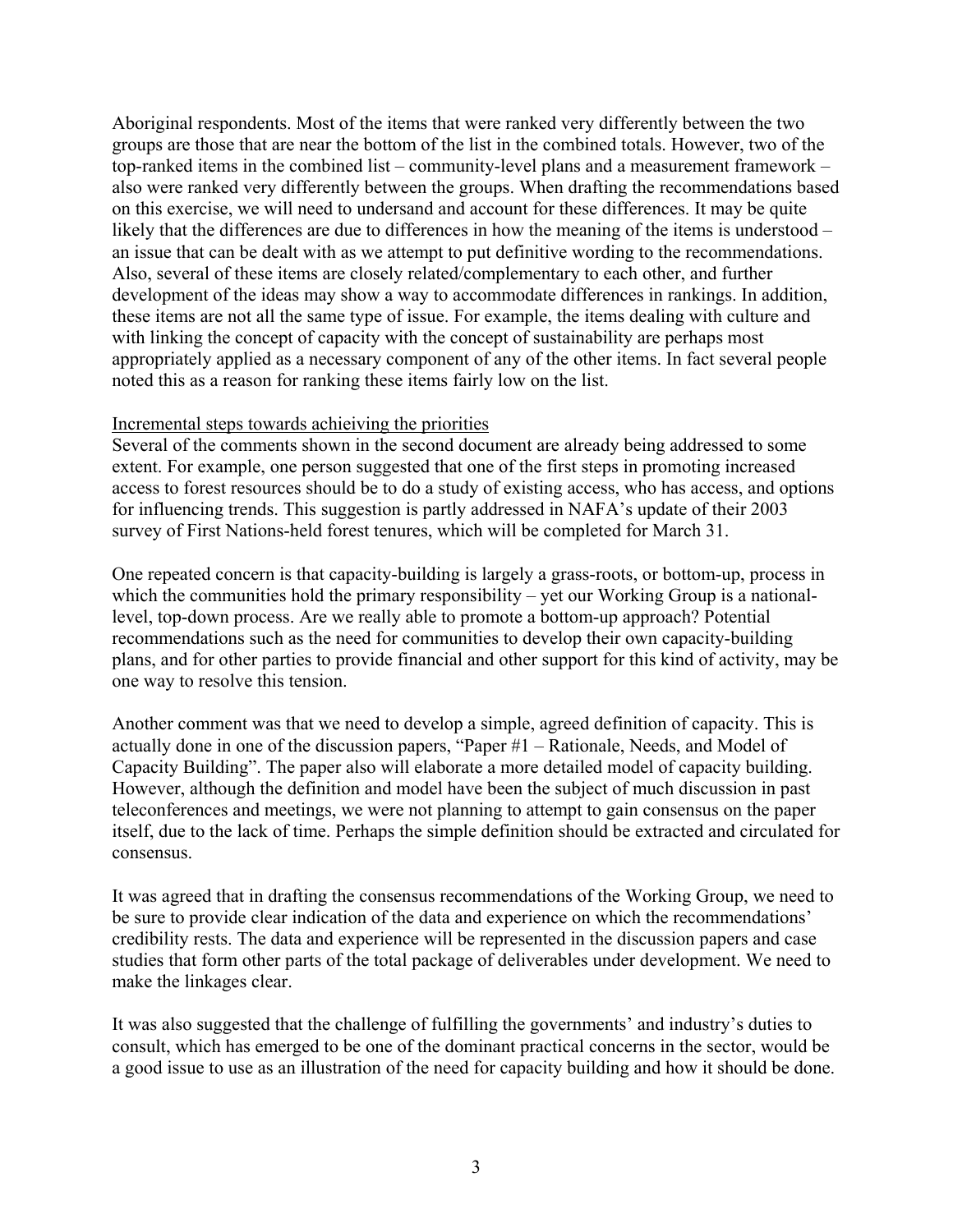Aboriginal respondents. Most of the items that were ranked very differently between the two groups are those that are near the bottom of the list in the combined totals. However, two of the top-ranked items in the combined list – community-level plans and a measurement framework – also were ranked very differently between the groups. When drafting the recommendations based on this exercise, we will need to undersand and account for these differences. It may be quite likely that the differences are due to differences in how the meaning of the items is understood – an issue that can be dealt with as we attempt to put definitive wording to the recommendations. Also, several of these items are closely related/complementary to each other, and further development of the ideas may show a way to accommodate differences in rankings. In addition, these items are not all the same type of issue. For example, the items dealing with culture and with linking the concept of capacity with the concept of sustainability are perhaps most appropriately applied as a necessary component of any of the other items. In fact several people noted this as a reason for ranking these items fairly low on the list.

<u>Incremental steps towards achieiving the priorities</u>

Several of the comments shown in the second document are already being addressed to some extent. For example, one person suggested that one of the first steps in promoting increased access to forest resources should be to do a study of existing access, who has access, and options for influencing trends. This suggestion is partly addressed in NAFA's update of their 2003 survey of First Nations-held forest tenures, which will be completed for March 31.

One repeated concern is that capacity-building is largely a grass-roots, or bottom-up, process in which the communities hold the primary responsibility – yet our Working Group is a national-level, top-down process. Are we really able to promote a bottom-up approach? Potential recommendations such as the need for communities to develop their own capacity-building plans, and for other parties to provide financial and other support for this kind of activity, may be one way to resolve this tension.

Another comment was that we need to develop a simple, agreed definition of capacity. This is actually done in one of the discussion papers, "Paper #1 – Rationale, Needs, and Model of Capacity Building". The paper also will elaborate a more detailed model of capacity building. However, although the definition and model have been the subject of much discussion in past teleconferences and meetings, we were not planning to attempt to gain consensus on the paper itself, due to the lack of time. Perhaps the simple definition should be extracted and circulated for consensus.

It was agreed that in drafting the consensus recommendations of the Working Group, we need to be sure to provide clear indication of the data and experience on which the recommendations' credibility rests. The data and experience will be represented in the discussion papers and case studies that form other parts of the total package of deliverables under development. We need to make the linkages clear.

It was also suggested that the challenge of fulfilling the governments' and industry's duties to consult, which has emerged to be one of the dominant practical concerns in the sector, would be a good issue to use as an illustration of the need for capacity building and how it should be done.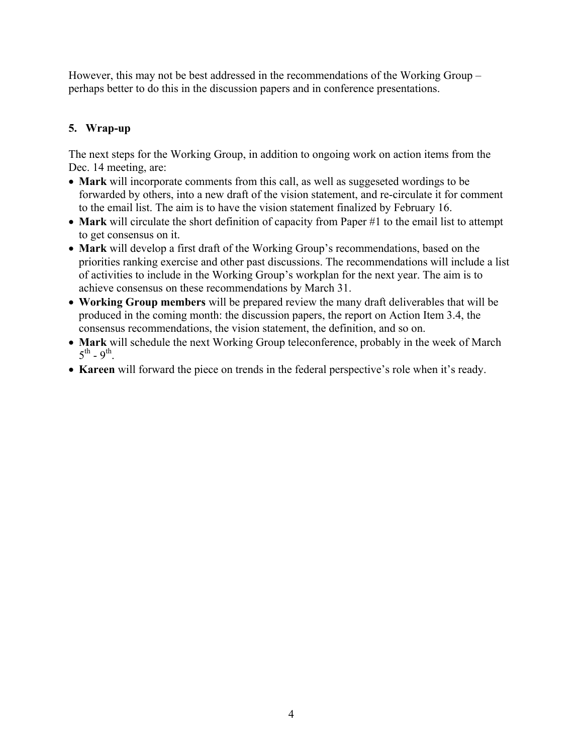However, this may not be best addressed in the recommendations of the Working Group – perhaps better to do this in the discussion papers and in conference presentations.

### 5. Wrap-up

The next steps for the Working Group, in addition to ongoing work on action items from the Dec. 14 meeting, are:

- **Mark** will incorporate comments from this call, as well as suggeseted wordings to be forwarded by others, into a new draft of the vision statement, and re-circulate it for comment to the email list. The aim is to have the vision statement finalized by February 16.
- **Mark** will circulate the short definition of capacity from Paper #1 to the email list to attempt to get consensus on it.
- **Mark** will develop a first draft of the Working Group's recommendations, based on the priorities ranking exercise and other past discussions. The recommendations will include a list of activities to include in the Working Group's workplan for the next year. The aim is to achieve consensus on these recommendations by March 31.
- **Working Group members** will be prepared review the many draft deliverables that will be produced in the coming month: the discussion papers, the report on Action Item 3.4, the consensus recommendations, the vision statement, the definition, and so on.
- **Mark** will schedule the next Working Group teleconference, probably in the week of March 5th - 9th.
- **Kareen** will forward the piece on trends in the federal perspective's role when it's ready.